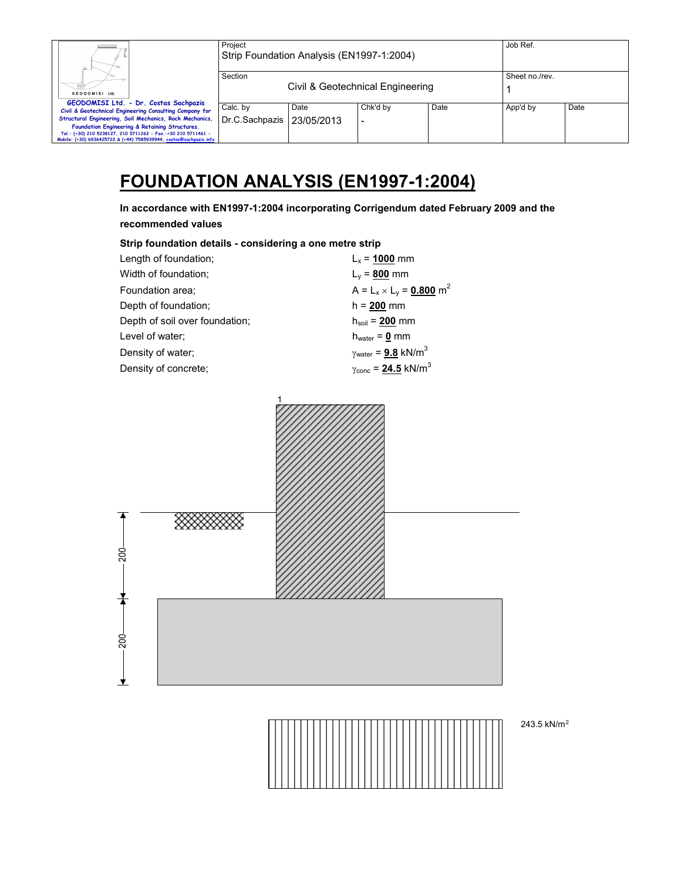| Project | | | | Job Ref. | |
|---|---|---|---|---|---|
| Strip Foundation Analysis (EN1997-1:2004) | | | | | |
| Section | | | | Sheet no./rev. | |
| Civil & Geotechnical Engineering | | | | 1 | |
| Calc. by | Date | Chk'd by | Date | App'd by | Date |
| Dr.C.Sachpazis | 23/05/2013 | - | | | |

GEODOMISI Ltd. - Dr. Costas Sachpazis
Civil & Geotechnical Engineering Consulting Company for Structural Engineering, Soil Mechanics, Rock Mechanics, Foundation Engineering & Retaining Structures.
Tel.: (+30) 210 5238127, 210 5711263 - Fax.:+30 210 5711461 - Mobile: (+30) 6936425722 & (+44) 7585939944, costas@sachpazis.info

# FOUNDATION ANALYSIS (EN1997-1:2004)

**In accordance with EN1997-1:2004 incorporating Corrigendum dated February 2009 and the recommended values**

**Strip foundation details - considering a one metre strip**

| | |
|---|---|
| Length of foundation; | $L_x$ = **1000** mm |
| Width of foundation; | $L_y$ = **800** mm |
| Foundation area; | $A = L_x \times L_y$ = **0.800** m$^2$ |
| Depth of foundation; | h = **200** mm |
| Depth of soil over foundation; | $h_{soil}$ = **200** mm |
| Level of water; | $h_{water}$ = **0** mm |
| Density of water; | $\gamma_{water}$ = **9.8** kN/m$^3$ |
| Density of concrete; | $\gamma_{conc}$ = **24.5** kN/m$^3$ |

1

200

200

243.5 kN/m$^2$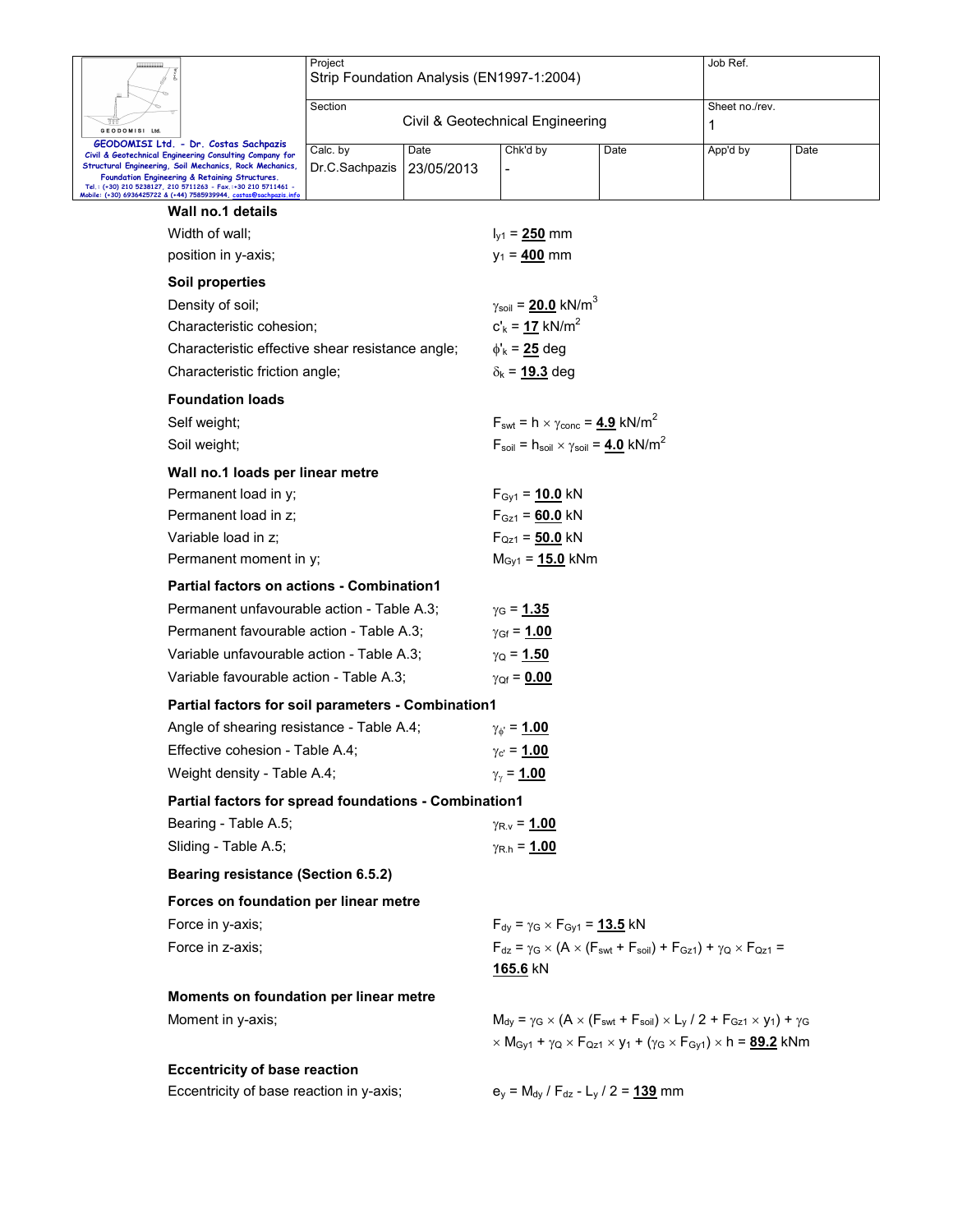**Wall no.1 details**

Width of wall; $l_{y1}$ = **250** mm

position in y-axis; $y_1$ = **400** mm

**Soil properties**

Density of soil; $\gamma_{soil}$ = **20.0** kN/m$^3$

Characteristic cohesion; $c'_k$ = **17** kN/m$^2$

Characteristic effective shear resistance angle; $\phi'_k$ = **25** deg

Characteristic friction angle; $\delta_k$ = **19.3** deg

**Foundation loads**

Self weight; $F_{swt} = h \times \gamma_{conc}$ = **4.9** kN/m$^2$

Soil weight; $F_{soil} = h_{soil} \times \gamma_{soil}$ = **4.0** kN/m$^2$

**Wall no.1 loads per linear metre**

Permanent load in y; $F_{Gy1}$ = **10.0** kN

Permanent load in z; $F_{Gz1}$ = **60.0** kN

Variable load in z; $F_{Qz1}$ = **50.0** kN

Permanent moment in y; $M_{Gy1}$ = **15.0** kNm

**Partial factors on actions - Combination1**

Permanent unfavourable action - Table A.3; $\gamma_G$ = **1.35**

Permanent favourable action - Table A.3; $\gamma_{Gf}$ = **1.00**

Variable unfavourable action - Table A.3; $\gamma_Q$ = **1.50**

Variable favourable action - Table A.3; $\gamma_{Qf}$ = **0.00**

**Partial factors for soil parameters - Combination1**

Angle of shearing resistance - Table A.4; $\gamma_{\phi'}$ = **1.00**

Effective cohesion - Table A.4; $\gamma_{c'}$ = **1.00**

Weight density - Table A.4; $\gamma_\gamma$ = **1.00**

**Partial factors for spread foundations - Combination1**

Bearing - Table A.5; $\gamma_{R.v}$ = **1.00**

Sliding - Table A.5; $\gamma_{R.h}$ = **1.00**

**Bearing resistance (Section 6.5.2)**

**Forces on foundation per linear metre**

Force in y-axis; $F_{dy} = \gamma_G \times F_{Gy1}$ = **13.5** kN

Force in z-axis; $F_{dz} = \gamma_G \times (A \times (F_{swt} + F_{soil}) + F_{Gz1}) + \gamma_Q \times F_{Qz1}$ = **165.6** kN

**Moments on foundation per linear metre**

Moment in y-axis; $M_{dy} = \gamma_G \times (A \times (F_{swt} + F_{soil}) \times L_y / 2 + F_{Gz1} \times y_1) + \gamma_G \times M_{Gy1} + \gamma_Q \times F_{Qz1} \times y_1 + (\gamma_G \times F_{Gy1}) \times h$ = **89.2** kNm

**Eccentricity of base reaction**

Eccentricity of base reaction in y-axis; $e_y = M_{dy} / F_{dz} - L_y / 2$ = **139** mm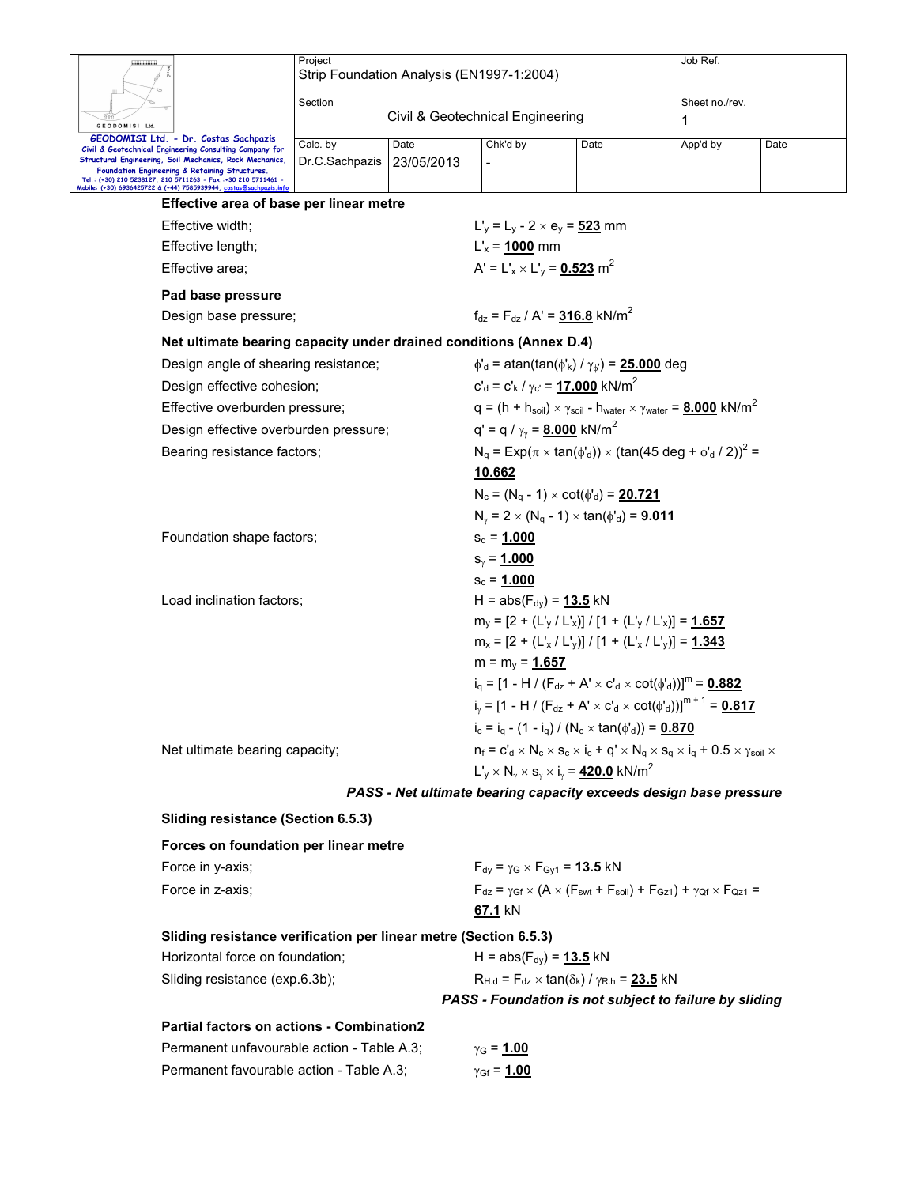**Effective area of base per linear metre**

Effective width; $L'_y = L_y - 2 \times e_y =$ **523** mm

Effective length; $L'_x =$ **1000** mm

Effective area; $A' = L'_x \times L'_y =$ **0.523** $m^2$

**Pad base pressure**

Design base pressure; $f_{dz} = F_{dz} / A' =$ **316.8** $kN/m^2$

**Net ultimate bearing capacity under drained conditions (Annex D.4)**

Design angle of shearing resistance; $\phi'_d = atan(tan(\phi'_k) / \gamma_{\phi'}) =$ **25.000** deg

Design effective cohesion; $c'_d = c'_k / \gamma_{c'} =$ **17.000** $kN/m^2$

Effective overburden pressure; $q = (h + h_{soil}) \times \gamma_{soil} - h_{water} \times \gamma_{water} =$ **8.000** $kN/m^2$

Design effective overburden pressure; $q' = q / \gamma_\gamma =$ **8.000** $kN/m^2$

Bearing resistance factors; $N_q = Exp(\pi \times tan(\phi'_d)) \times (tan(45 \text{ deg} + \phi'_d / 2))^2 =$ **10.662**

$N_c = (N_q - 1) \times cot(\phi'_d) =$ **20.721**

$N_\gamma = 2 \times (N_q - 1) \times tan(\phi'_d) =$ **9.011**

Foundation shape factors; $s_q =$ **1.000**

$s_\gamma =$ **1.000**

$s_c =$ **1.000**

Load inclination factors; $H = abs(F_{dy}) =$ **13.5** kN

$m_y = [2 + (L'_y / L'_x)] / [1 + (L'_y / L'_x)] =$ **1.657**

$m_x = [2 + (L'_x / L'_y)] / [1 + (L'_x / L'_y)] =$ **1.343**

$m = m_y =$ **1.657**

$i_q = [1 - H / (F_{dz} + A' \times c'_d \times cot(\phi'_d))]^m =$ **0.882**

$i_\gamma = [1 - H / (F_{dz} + A' \times c'_d \times cot(\phi'_d))]^{m+1} =$ **0.817**

$i_c = i_q - (1 - i_q) / (N_c \times tan(\phi'_d)) =$ **0.870**

Net ultimate bearing capacity; $n_f = c'_d \times N_c \times s_c \times i_c + q' \times N_q \times s_q \times i_q + 0.5 \times \gamma_{soil} \times L'_y \times N_\gamma \times s_\gamma \times i_\gamma =$ **420.0** $kN/m^2$

***PASS - Net ultimate bearing capacity exceeds design base pressure***

**Sliding resistance (Section 6.5.3)**

**Forces on foundation per linear metre**

Force in y-axis; $F_{dy} = \gamma_G \times F_{Gy1} =$ **13.5** kN

Force in z-axis; $F_{dz} = \gamma_{Gf} \times (A \times (F_{swt} + F_{soil}) + F_{Gz1}) + \gamma_{Qf} \times F_{Qz1} =$ **67.1** kN

**Sliding resistance verification per linear metre (Section 6.5.3)**

Horizontal force on foundation; $H = abs(F_{dy}) =$ **13.5** kN

Sliding resistance (exp.6.3b); $R_{H.d} = F_{dz} \times tan(\delta_k) / \gamma_{R.h} =$ **23.5** kN

***PASS - Foundation is not subject to failure by sliding***

**Partial factors on actions - Combination2**

Permanent unfavourable action - Table A.3; $\gamma_G =$ **1.00**

Permanent favourable action - Table A.3; $\gamma_{Gf} =$ **1.00**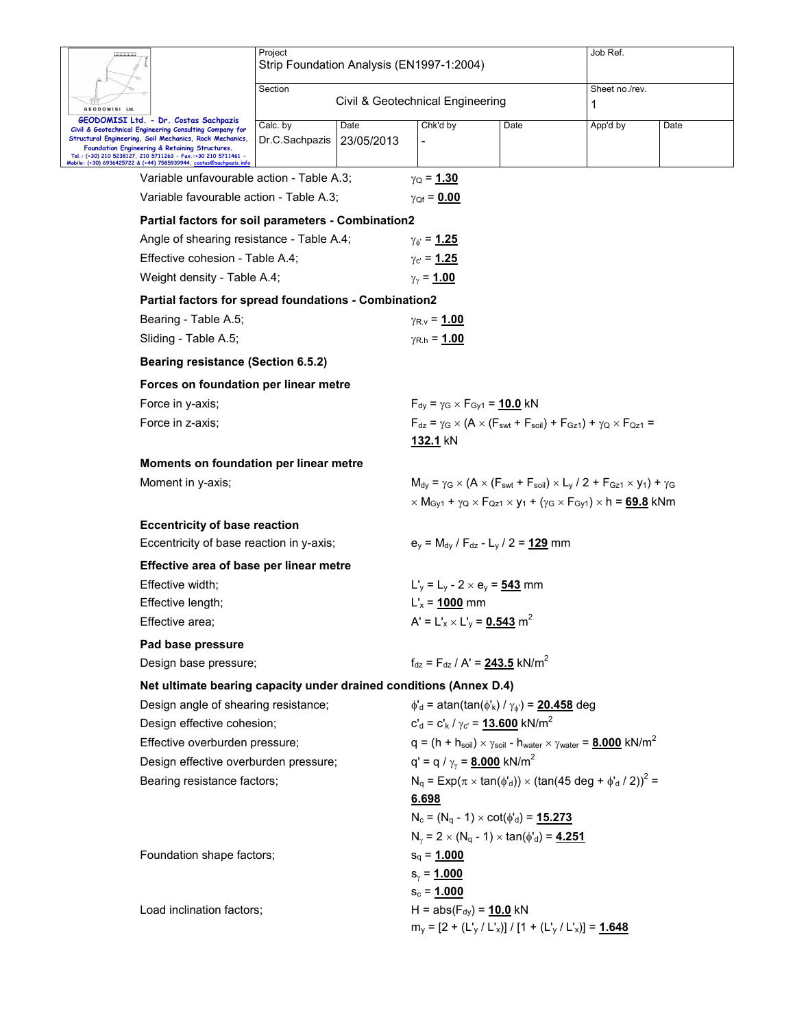Variable unfavourable action - Table A.3; $\gamma_Q$ = **1.30**

Variable favourable action - Table A.3; $\gamma_{Qf}$ = **0.00**

**Partial factors for soil parameters - Combination2**

Angle of shearing resistance - Table A.4; $\gamma_{\phi'}$ = **1.25**

Effective cohesion - Table A.4; $\gamma_{c'}$ = **1.25**

Weight density - Table A.4; $\gamma_\gamma$ = **1.00**

**Partial factors for spread foundations - Combination2**

Bearing - Table A.5; $\gamma_{R.v}$ = **1.00**

Sliding - Table A.5; $\gamma_{R.h}$ = **1.00**

**Bearing resistance (Section 6.5.2)**

**Forces on foundation per linear metre**

Force in y-axis; $F_{dy} = \gamma_G \times F_{Gy1}$ = **10.0** kN

Force in z-axis; $F_{dz} = \gamma_G \times (A \times (F_{swt} + F_{soil}) + F_{Gz1}) + \gamma_Q \times F_{Qz1}$ = **132.1** kN

**Moments on foundation per linear metre**

Moment in y-axis; $M_{dy} = \gamma_G \times (A \times (F_{swt} + F_{soil}) \times L_y / 2 + F_{Gz1} \times y_1) + \gamma_G \times M_{Gy1} + \gamma_Q \times F_{Qz1} \times y_1 + (\gamma_G \times F_{Gy1}) \times h$ = **69.8** kNm

**Eccentricity of base reaction**

Eccentricity of base reaction in y-axis; $e_y = M_{dy} / F_{dz} - L_y / 2$ = **129** mm

**Effective area of base per linear metre**

Effective width; $L'_y = L_y - 2 \times e_y$ = **543** mm

Effective length; $L'_x$ = **1000** mm

Effective area; $A' = L'_x \times L'_y$ = **0.543** m$^2$

**Pad base pressure**

Design base pressure; $f_{dz} = F_{dz} / A'$ = **243.5** kN/m$^2$

**Net ultimate bearing capacity under drained conditions (Annex D.4)**

Design angle of shearing resistance; $\phi'_d = \text{atan}(\tan(\phi'_k) / \gamma_{\phi'})$ = **20.458** deg

Design effective cohesion; $c'_d = c'_k / \gamma_{c'}$ = **13.600** kN/m$^2$

Effective overburden pressure; $q = (h + h_{soil}) \times \gamma_{soil} - h_{water} \times \gamma_{water}$ = **8.000** kN/m$^2$

Design effective overburden pressure; $q' = q / \gamma_\gamma$ = **8.000** kN/m$^2$

Bearing resistance factors; $N_q = \text{Exp}(\pi \times \tan(\phi'_d)) \times (\tan(45 \text{ deg} + \phi'_d / 2))^2$ = **6.698**

$N_c = (N_q - 1) \times \cot(\phi'_d)$ = **15.273**

$N_\gamma = 2 \times (N_q - 1) \times \tan(\phi'_d)$ = **4.251**

Foundation shape factors; $s_q$ = **1.000**

$s_\gamma$ = **1.000**

$s_c$ = **1.000**

Load inclination factors; $H = \text{abs}(F_{dy})$ = **10.0** kN

$m_y = [2 + (L'_y / L'_x)] / [1 + (L'_y / L'_x)]$ = **1.648**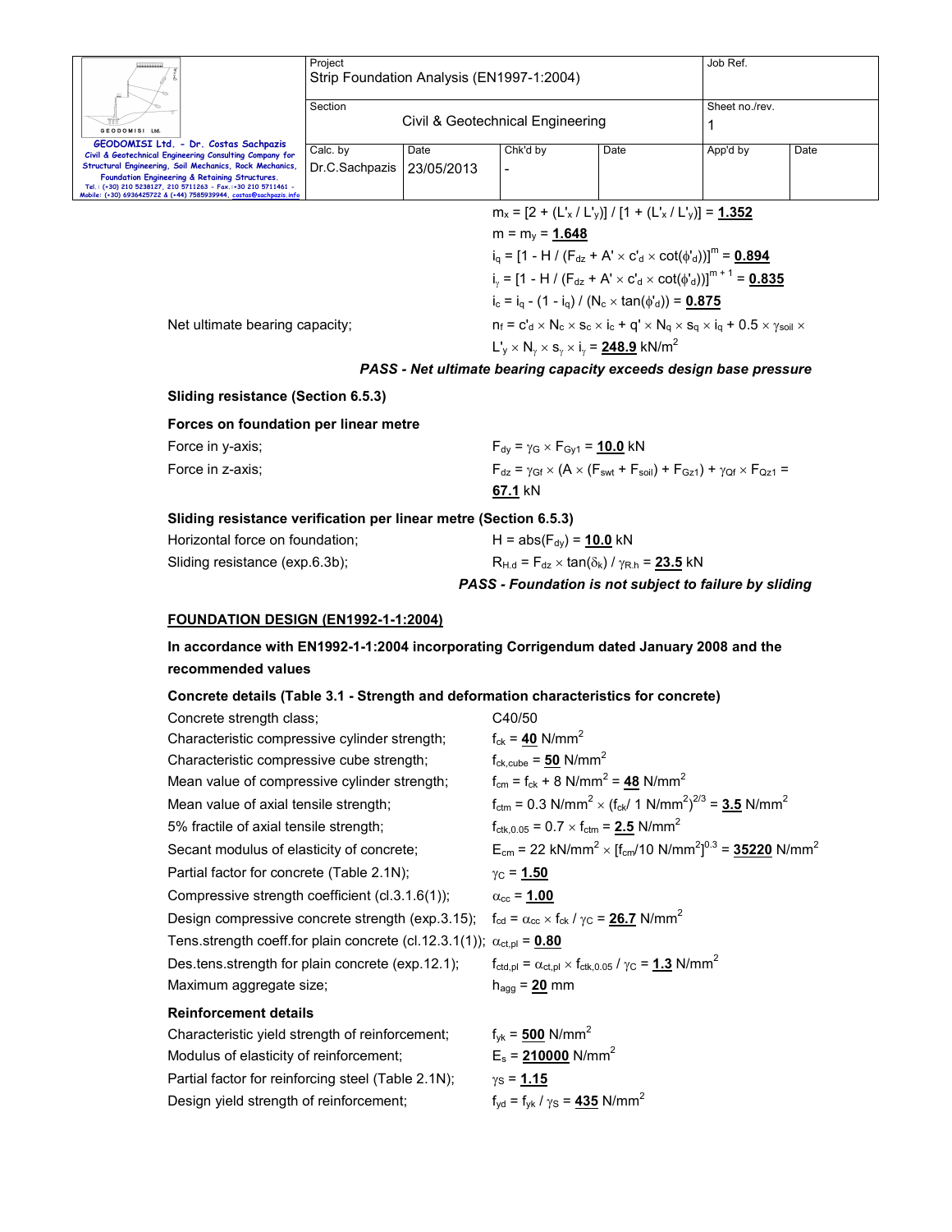$m_x = [2 + (L'_x / L'_y)] / [1 + (L'_x / L'_y)] = \underline{\mathbf{1.352}}$

$m = m_y = \underline{\mathbf{1.648}}$

$i_q = [1 - H / (F_{dz} + A' \times c'_d \times \cot(\phi'_d))]^m = \underline{\mathbf{0.894}}$

$i_\gamma = [1 - H / (F_{dz} + A' \times c'_d \times \cot(\phi'_d))]^{m+1} = \underline{\mathbf{0.835}}$

$i_c = i_q - (1 - i_q) / (N_c \times \tan(\phi'_d)) = \underline{\mathbf{0.875}}$

Net ultimate bearing capacity; $n_f = c'_d \times N_c \times s_c \times i_c + q' \times N_q \times s_q \times i_q + 0.5 \times \gamma_{soil} \times L'_y \times N_\gamma \times s_\gamma \times i_\gamma = \underline{\mathbf{248.9}}$ kN/m$^2$

***PASS - Net ultimate bearing capacity exceeds design base pressure***

**Sliding resistance (Section 6.5.3)**

**Forces on foundation per linear metre**

Force in y-axis; $F_{dy} = \gamma_G \times F_{Gy1} = \underline{\mathbf{10.0}}$ kN

Force in z-axis; $F_{dz} = \gamma_{Gf} \times (A \times (F_{swt} + F_{soil}) + F_{Gz1}) + \gamma_{Qf} \times F_{Qz1} = \underline{\mathbf{67.1}}$ kN

**Sliding resistance verification per linear metre (Section 6.5.3)**

Horizontal force on foundation; $H = \text{abs}(F_{dy}) = \underline{\mathbf{10.0}}$ kN

Sliding resistance (exp.6.3b); $R_{H.d} = F_{dz} \times \tan(\delta_k) / \gamma_{R.h} = \underline{\mathbf{23.5}}$ kN

***PASS - Foundation is not subject to failure by sliding***

**FOUNDATION DESIGN (EN1992-1-1:2004)**

**In accordance with EN1992-1-1:2004 incorporating Corrigendum dated January 2008 and the recommended values**

**Concrete details (Table 3.1 - Strength and deformation characteristics for concrete)**

Concrete strength class; C40/50

Characteristic compressive cylinder strength; $f_{ck} = \underline{\mathbf{40}}$ N/mm$^2$

Characteristic compressive cube strength; $f_{ck,cube} = \underline{\mathbf{50}}$ N/mm$^2$

Mean value of compressive cylinder strength; $f_{cm} = f_{ck} + 8$ N/mm$^2$ $= \underline{\mathbf{48}}$ N/mm$^2$

Mean value of axial tensile strength; $f_{ctm} = 0.3$ N/mm$^2 \times (f_{ck}/ 1$ N/mm$^2)^{2/3} = \underline{\mathbf{3.5}}$ N/mm$^2$

5% fractile of axial tensile strength; $f_{ctk,0.05} = 0.7 \times f_{ctm} = \underline{\mathbf{2.5}}$ N/mm$^2$

Secant modulus of elasticity of concrete; $E_{cm} = 22$ kN/mm$^2 \times [f_{cm}/10$ N/mm$^2]^{0.3} = \underline{\mathbf{35220}}$ N/mm$^2$

Partial factor for concrete (Table 2.1N); $\gamma_C = \underline{\mathbf{1.50}}$

Compressive strength coefficient (cl.3.1.6(1)); $\alpha_{cc} = \underline{\mathbf{1.00}}$

Design compressive concrete strength (exp.3.15); $f_{cd} = \alpha_{cc} \times f_{ck} / \gamma_C = \underline{\mathbf{26.7}}$ N/mm$^2$

Tens.strength coeff.for plain concrete (cl.12.3.1(1)); $\alpha_{ct,pl} = \underline{\mathbf{0.80}}$

Des.tens.strength for plain concrete (exp.12.1); $f_{ctd,pl} = \alpha_{ct,pl} \times f_{ctk,0.05} / \gamma_C = \underline{\mathbf{1.3}}$ N/mm$^2$

Maximum aggregate size; $h_{agg} = \underline{\mathbf{20}}$ mm

**Reinforcement details**

Characteristic yield strength of reinforcement; $f_{yk} = \underline{\mathbf{500}}$ N/mm$^2$

Modulus of elasticity of reinforcement; $E_s = \underline{\mathbf{210000}}$ N/mm$^2$

Partial factor for reinforcing steel (Table 2.1N); $\gamma_S = \underline{\mathbf{1.15}}$

Design yield strength of reinforcement; $f_{yd} = f_{yk} / \gamma_S = \underline{\mathbf{435}}$ N/mm$^2$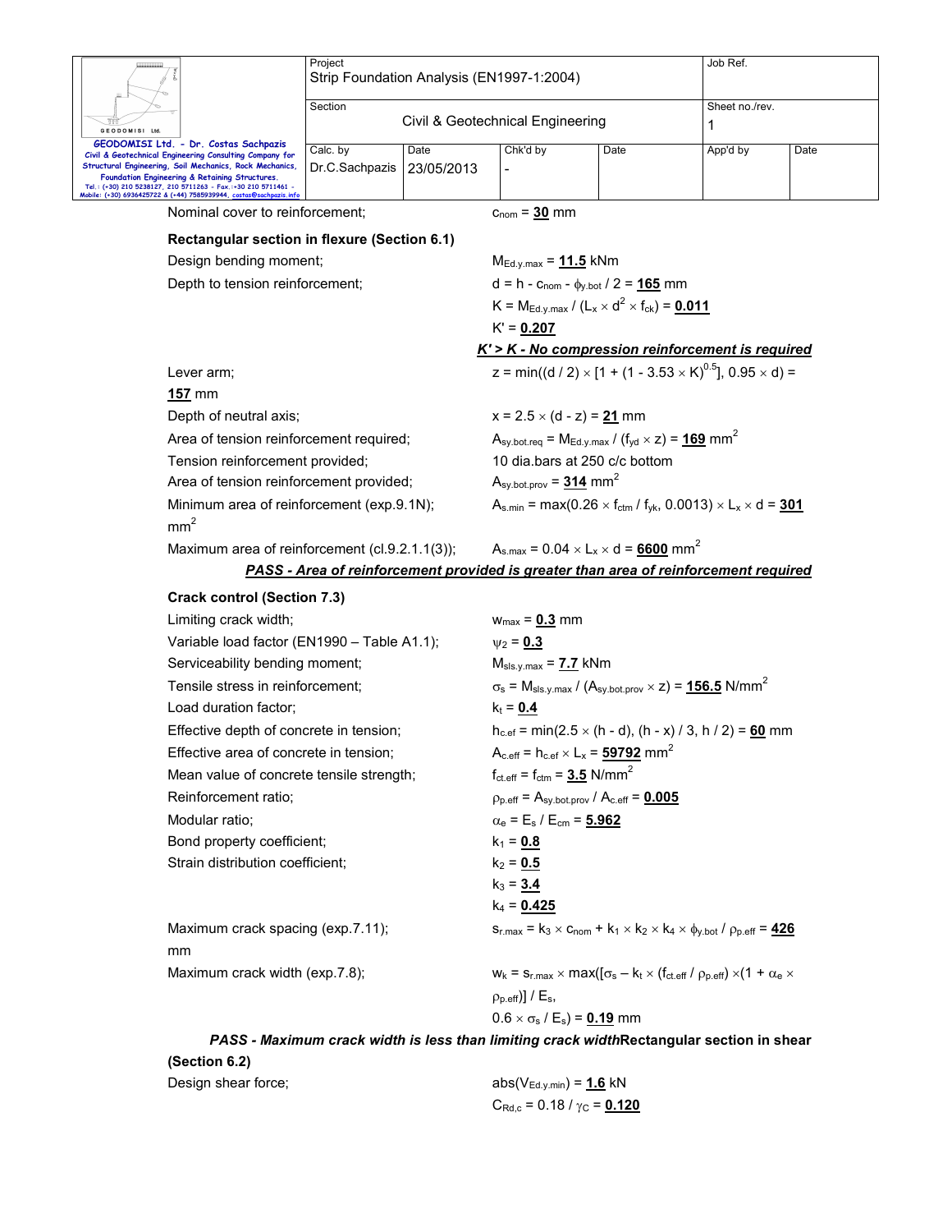Nominal cover to reinforcement; $c_{nom}$ = **30** mm

**Rectangular section in flexure (Section 6.1)**

Design bending moment; $M_{Ed.y.max}$ = **11.5** kNm

Depth to tension reinforcement; $d = h - c_{nom} - \phi_{y.bot} / 2$ = **165** mm

$K = M_{Ed.y.max} / (L_x \times d^2 \times f_{ck})$ = **0.011**

$K'$ = **0.207**

***K' > K - No compression reinforcement is required***

Lever arm; $z = \min((d / 2) \times [1 + (1 - 3.53 \times K)^{0.5}], 0.95 \times d)$ = **157** mm

Depth of neutral axis; $x = 2.5 \times (d - z)$ = **21** mm

Area of tension reinforcement required; $A_{sy.bot.req} = M_{Ed.y.max} / (f_{yd} \times z)$ = **169** mm$^2$

Tension reinforcement provided; 10 dia.bars at 250 c/c bottom

Area of tension reinforcement provided; $A_{sy.bot.prov}$ = **314** mm$^2$

Minimum area of reinforcement (exp.9.1N); $A_{s.min} = \max(0.26 \times f_{ctm} / f_{yk}, 0.0013) \times L_x \times d$ = **301** mm$^2$

Maximum area of reinforcement (cl.9.2.1.1(3)); $A_{s.max} = 0.04 \times L_x \times d$ = **6600** mm$^2$

***PASS - Area of reinforcement provided is greater than area of reinforcement required***

**Crack control (Section 7.3)**

Limiting crack width; $w_{max}$ = **0.3** mm

Variable load factor (EN1990 – Table A1.1); $\psi_2$ = **0.3**

Serviceability bending moment; $M_{sls.y.max}$ = **7.7** kNm

Tensile stress in reinforcement; $\sigma_s = M_{sls.y.max} / (A_{sy.bot.prov} \times z)$ = **156.5** N/mm$^2$

Load duration factor; $k_t$ = **0.4**

Effective depth of concrete in tension; $h_{c.ef} = \min(2.5 \times (h - d), (h - x) / 3, h / 2)$ = **60** mm

Effective area of concrete in tension; $A_{c.eff} = h_{c.ef} \times L_x$ = **59792** mm$^2$

Mean value of concrete tensile strength; $f_{ct.eff} = f_{ctm}$ = **3.5** N/mm$^2$

Reinforcement ratio; $\rho_{p.eff} = A_{sy.bot.prov} / A_{c.eff}$ = **0.005**

Modular ratio; $\alpha_e = E_s / E_{cm}$ = **5.962**

Bond property coefficient; $k_1$ = **0.8**

Strain distribution coefficient; $k_2$ = **0.5**

$k_3$ = **3.4**

$k_4$ = **0.425**

Maximum crack spacing (exp.7.11); $s_{r.max} = k_3 \times c_{nom} + k_1 \times k_2 \times k_4 \times \phi_{y.bot} / \rho_{p.eff}$ = **426** mm

Maximum crack width (exp.7.8); $w_k = s_{r.max} \times \max([\sigma_s - k_t \times (f_{ct.eff} / \rho_{p.eff}) \times (1 + \alpha_e \times \rho_{p.eff})] / E_s, 0.6 \times \sigma_s / E_s)$ = **0.19** mm

***PASS - Maximum crack width is less than limiting crack width***

**Rectangular section in shear (Section 6.2)**

Design shear force; $\text{abs}(V_{Ed.y.min})$ = **1.6** kN

$C_{Rd,c} = 0.18 / \gamma_C$ = **0.120**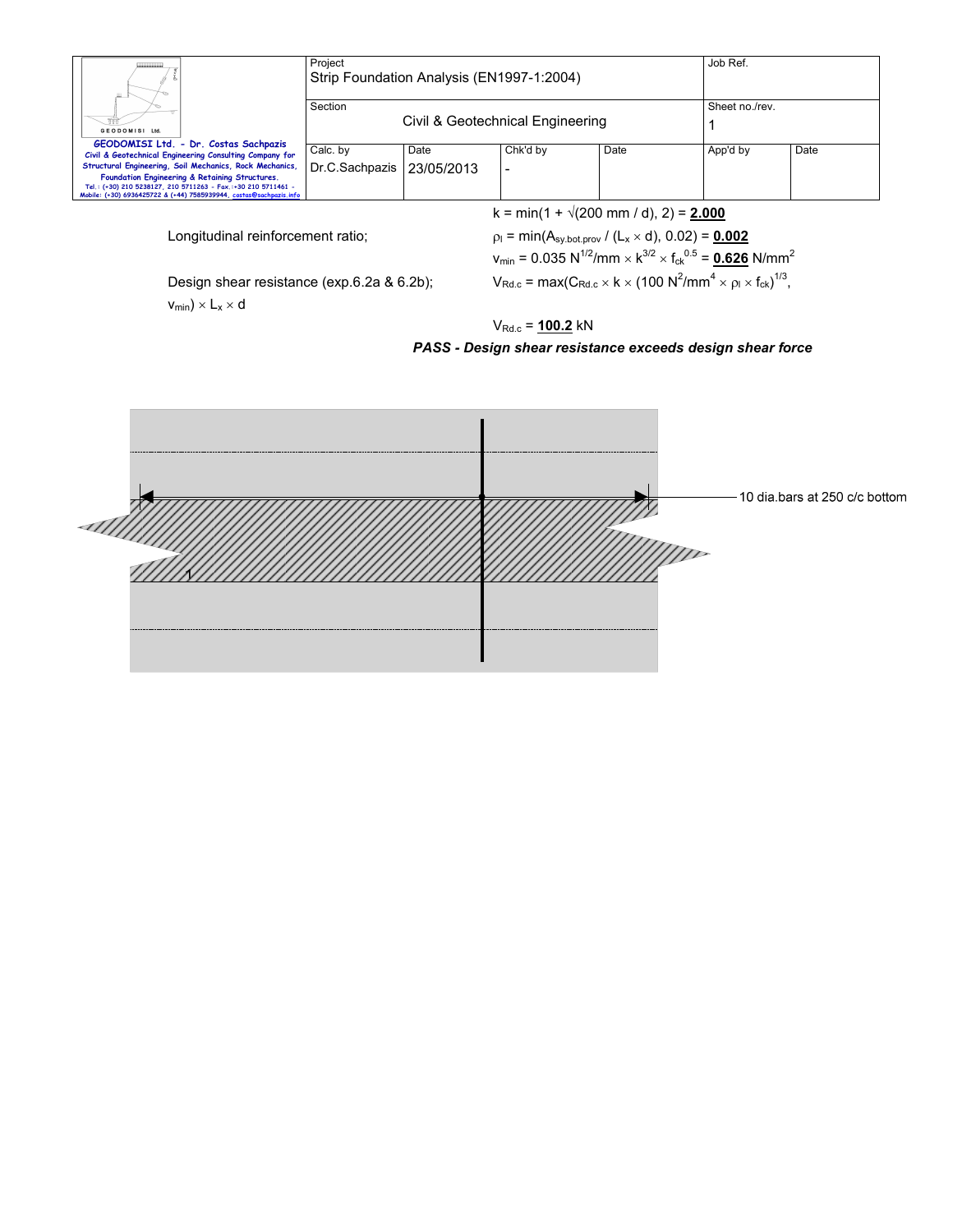$k = \min(1 + \sqrt{(200 \text{ mm} / d)}, 2) = \mathbf{2.000}$

Longitudinal reinforcement ratio; $\rho_l = \min(A_{sy.bot.prov} / (L_x \times d), 0.02) = \mathbf{0.002}$

$v_{min} = 0.035 \text{ N}^{1/2}/\text{mm} \times k^{3/2} \times f_{ck}^{0.5} = \mathbf{0.626} \text{ N/mm}^2$

Design shear resistance (exp.6.2a & 6.2b); $V_{Rd.c} = \max(C_{Rd.c} \times k \times (100 \text{ N}^2/\text{mm}^4 \times \rho_l \times f_{ck})^{1/3}, v_{min}) \times L_x \times d$

$V_{Rd.c} = \mathbf{100.2} \text{ kN}$

***PASS - Design shear resistance exceeds design shear force***

10 dia.bars at 250 c/c bottom

1